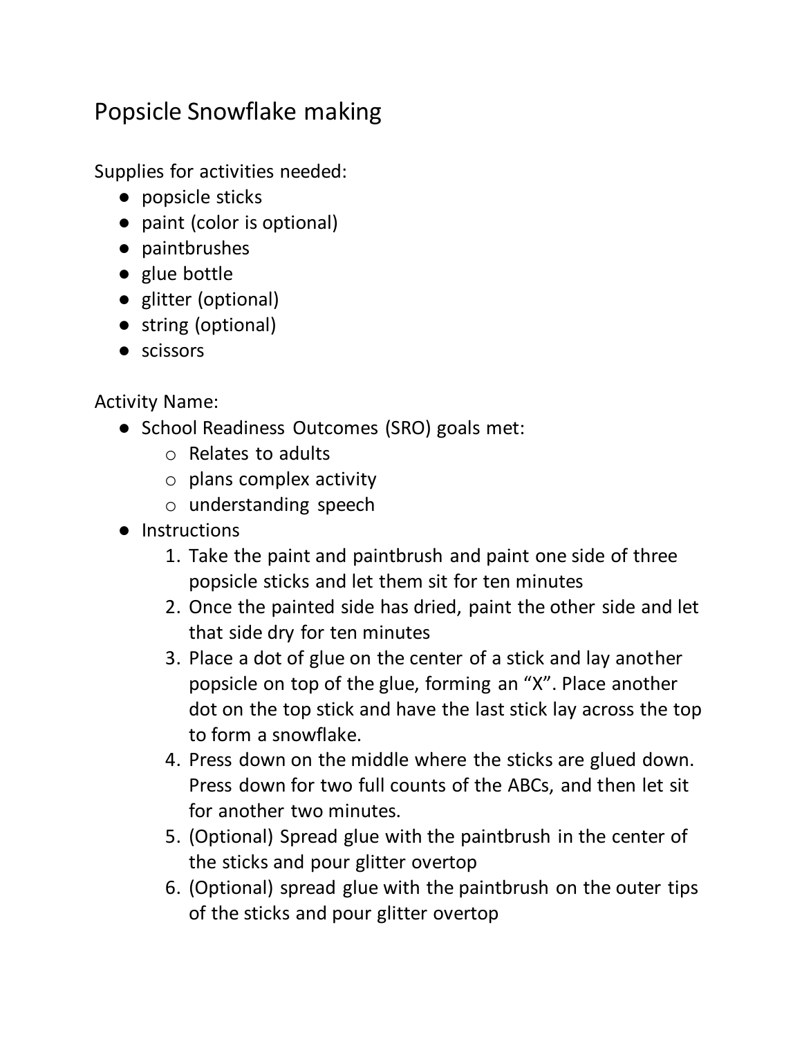# Popsicle Snowflake making

Supplies for activities needed:

- popsicle sticks
- paint (color is optional)
- paintbrushes
- glue bottle
- glitter (optional)
- string (optional)
- scissors

Activity Name:

- School Readiness Outcomes (SRO) goals met:
  - Relates to adults
  - plans complex activity
  - understanding speech
- Instructions
  1. Take the paint and paintbrush and paint one side of three popsicle sticks and let them sit for ten minutes
  2. Once the painted side has dried, paint the other side and let that side dry for ten minutes
  3. Place a dot of glue on the center of a stick and lay another popsicle on top of the glue, forming an "X". Place another dot on the top stick and have the last stick lay across the top to form a snowflake.
  4. Press down on the middle where the sticks are glued down. Press down for two full counts of the ABCs, and then let sit for another two minutes.
  5. (Optional) Spread glue with the paintbrush in the center of the sticks and pour glitter overtop
  6. (Optional) spread glue with the paintbrush on the outer tips of the sticks and pour glitter overtop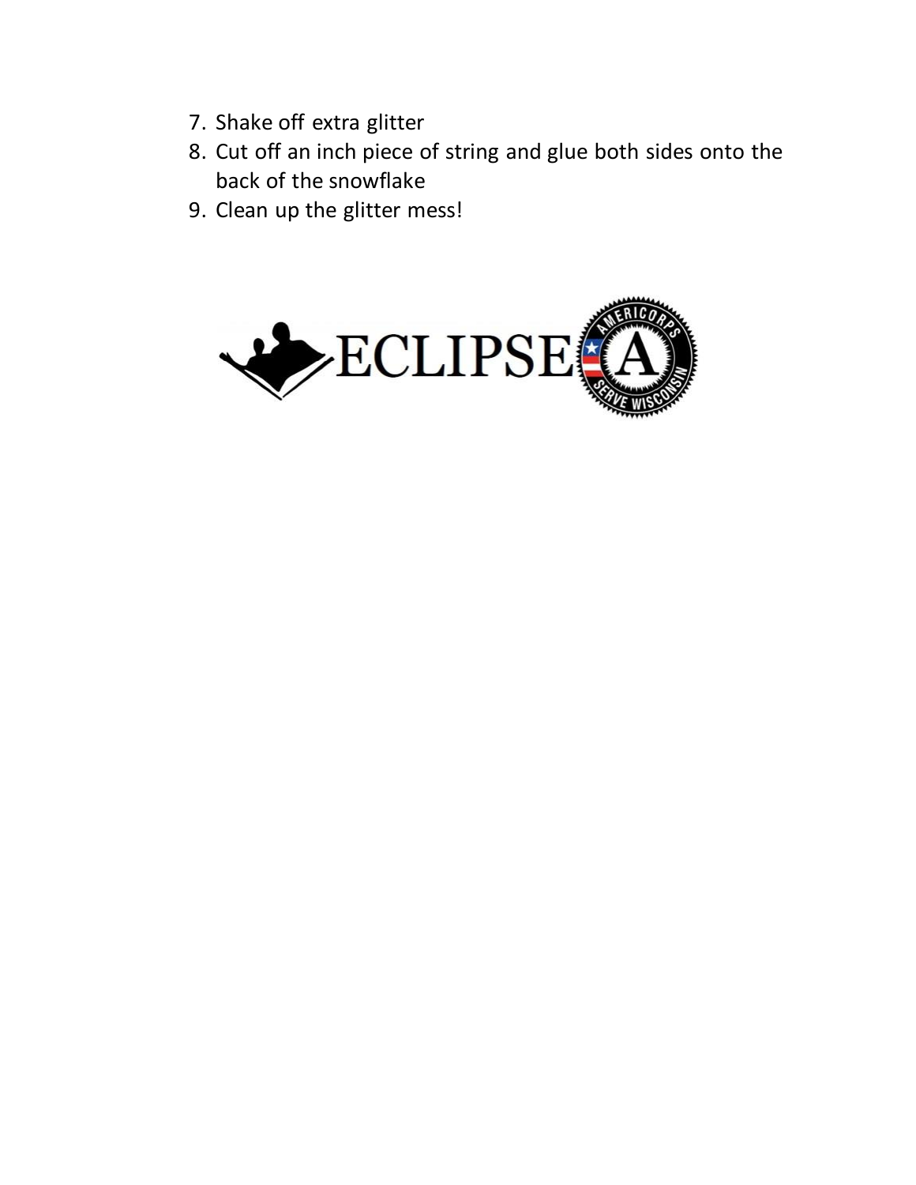7. Shake off extra glitter
8. Cut off an inch piece of string and glue both sides onto the back of the snowflake
9. Clean up the glitter mess!

ECLIPSE

AMERICORPS SERVE WISCONSIN